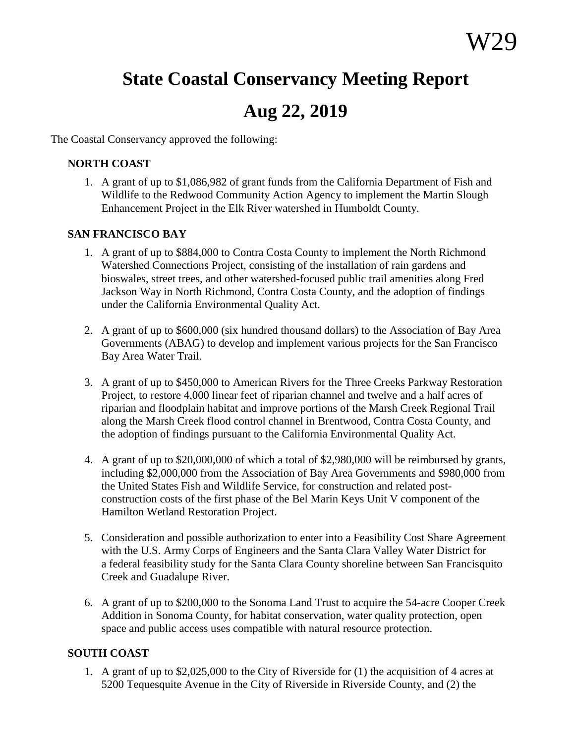W29

# State Coastal Conservancy Meeting Report

# Aug 22, 2019

The Coastal Conservancy approved the following:

### NORTH COAST

1. A grant of up to $1,086,982 of grant funds from the California Department of Fish and Wildlife to the Redwood Community Action Agency to implement the Martin Slough Enhancement Project in the Elk River watershed in Humboldt County.

### SAN FRANCISCO BAY

1. A grant of up to $884,000 to Contra Costa County to implement the North Richmond Watershed Connections Project, consisting of the installation of rain gardens and bioswales, street trees, and other watershed-focused public trail amenities along Fred Jackson Way in North Richmond, Contra Costa County, and the adoption of findings under the California Environmental Quality Act.

2. A grant of up to $600,000 (six hundred thousand dollars) to the Association of Bay Area Governments (ABAG) to develop and implement various projects for the San Francisco Bay Area Water Trail.

3. A grant of up to $450,000 to American Rivers for the Three Creeks Parkway Restoration Project, to restore 4,000 linear feet of riparian channel and twelve and a half acres of riparian and floodplain habitat and improve portions of the Marsh Creek Regional Trail along the Marsh Creek flood control channel in Brentwood, Contra Costa County, and the adoption of findings pursuant to the California Environmental Quality Act.

4. A grant of up to $20,000,000 of which a total of $2,980,000 will be reimbursed by grants, including $2,000,000 from the Association of Bay Area Governments and $980,000 from the United States Fish and Wildlife Service, for construction and related post-construction costs of the first phase of the Bel Marin Keys Unit V component of the Hamilton Wetland Restoration Project.

5. Consideration and possible authorization to enter into a Feasibility Cost Share Agreement with the U.S. Army Corps of Engineers and the Santa Clara Valley Water District for a federal feasibility study for the Santa Clara County shoreline between San Francisquito Creek and Guadalupe River.

6. A grant of up to $200,000 to the Sonoma Land Trust to acquire the 54-acre Cooper Creek Addition in Sonoma County, for habitat conservation, water quality protection, open space and public access uses compatible with natural resource protection.

### SOUTH COAST

1. A grant of up to $2,025,000 to the City of Riverside for (1) the acquisition of 4 acres at 5200 Tequesquite Avenue in the City of Riverside in Riverside County, and (2) the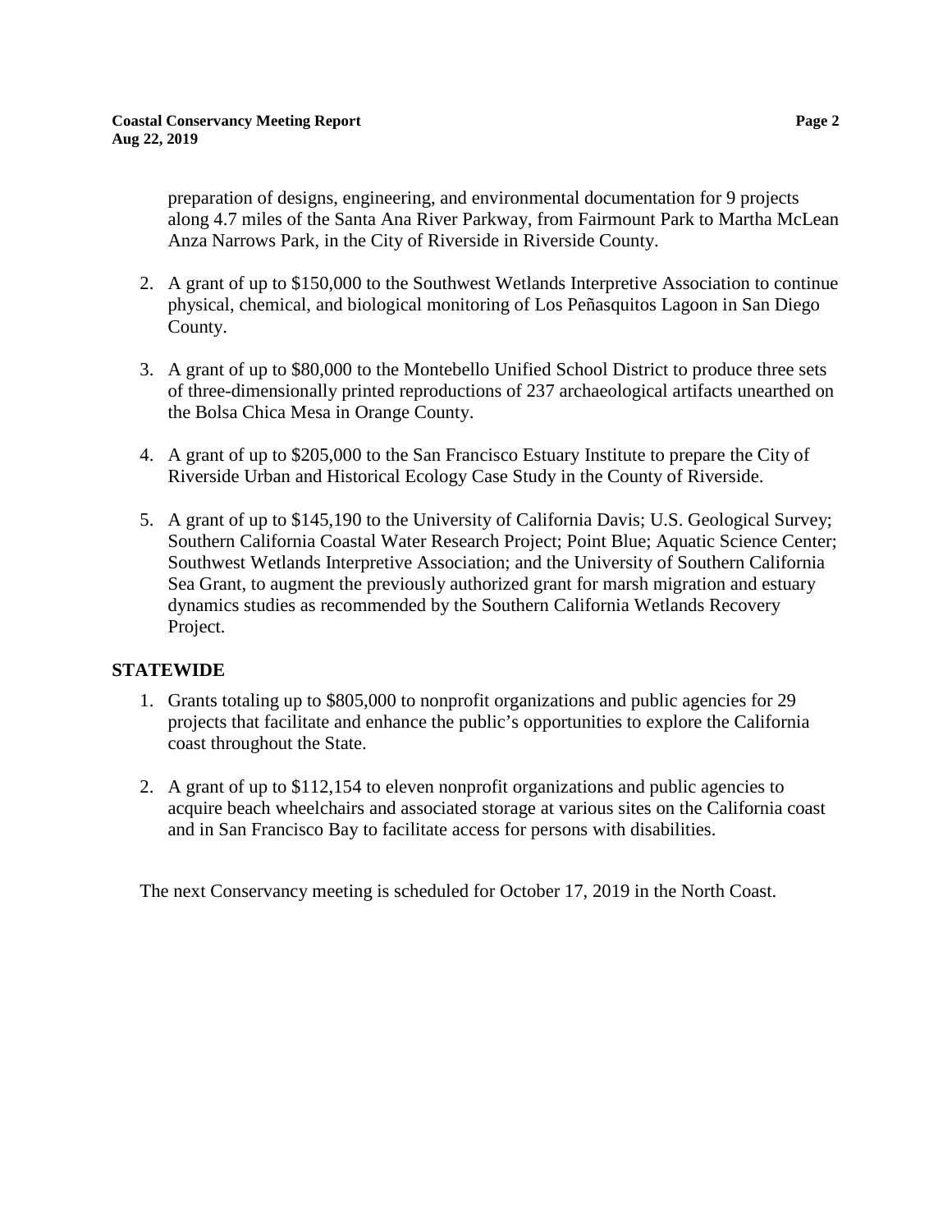preparation of designs, engineering, and environmental documentation for 9 projects along 4.7 miles of the Santa Ana River Parkway, from Fairmount Park to Martha McLean Anza Narrows Park, in the City of Riverside in Riverside County.

2. A grant of up to $150,000 to the Southwest Wetlands Interpretive Association to continue physical, chemical, and biological monitoring of Los Peñasquitos Lagoon in San Diego County.

3. A grant of up to $80,000 to the Montebello Unified School District to produce three sets of three-dimensionally printed reproductions of 237 archaeological artifacts unearthed on the Bolsa Chica Mesa in Orange County.

4. A grant of up to $205,000 to the San Francisco Estuary Institute to prepare the City of Riverside Urban and Historical Ecology Case Study in the County of Riverside.

5. A grant of up to $145,190 to the University of California Davis; U.S. Geological Survey; Southern California Coastal Water Research Project; Point Blue; Aquatic Science Center; Southwest Wetlands Interpretive Association; and the University of Southern California Sea Grant, to augment the previously authorized grant for marsh migration and estuary dynamics studies as recommended by the Southern California Wetlands Recovery Project.

## STATEWIDE

1. Grants totaling up to $805,000 to nonprofit organizations and public agencies for 29 projects that facilitate and enhance the public's opportunities to explore the California coast throughout the State.

2. A grant of up to $112,154 to eleven nonprofit organizations and public agencies to acquire beach wheelchairs and associated storage at various sites on the California coast and in San Francisco Bay to facilitate access for persons with disabilities.

The next Conservancy meeting is scheduled for October 17, 2019 in the North Coast.